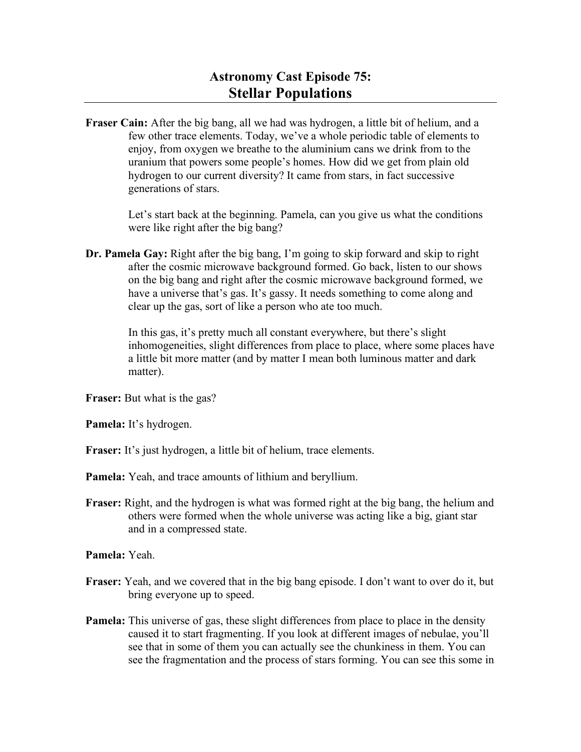# Astronomy Cast Episode 75:
# Stellar Populations

**Fraser Cain:** After the big bang, all we had was hydrogen, a little bit of helium, and a few other trace elements. Today, we've a whole periodic table of elements to enjoy, from oxygen we breathe to the aluminium cans we drink from to the uranium that powers some people's homes. How did we get from plain old hydrogen to our current diversity? It came from stars, in fact successive generations of stars.

Let's start back at the beginning. Pamela, can you give us what the conditions were like right after the big bang?

**Dr. Pamela Gay:** Right after the big bang, I'm going to skip forward and skip to right after the cosmic microwave background formed. Go back, listen to our shows on the big bang and right after the cosmic microwave background formed, we have a universe that's gas. It's gassy. It needs something to come along and clear up the gas, sort of like a person who ate too much.

In this gas, it's pretty much all constant everywhere, but there's slight inhomogeneities, slight differences from place to place, where some places have a little bit more matter (and by matter I mean both luminous matter and dark matter).

**Fraser:** But what is the gas?

**Pamela:** It's hydrogen.

**Fraser:** It's just hydrogen, a little bit of helium, trace elements.

**Pamela:** Yeah, and trace amounts of lithium and beryllium.

**Fraser:** Right, and the hydrogen is what was formed right at the big bang, the helium and others were formed when the whole universe was acting like a big, giant star and in a compressed state.

**Pamela:** Yeah.

**Fraser:** Yeah, and we covered that in the big bang episode. I don't want to over do it, but bring everyone up to speed.

**Pamela:** This universe of gas, these slight differences from place to place in the density caused it to start fragmenting. If you look at different images of nebulae, you'll see that in some of them you can actually see the chunkiness in them. You can see the fragmentation and the process of stars forming. You can see this some in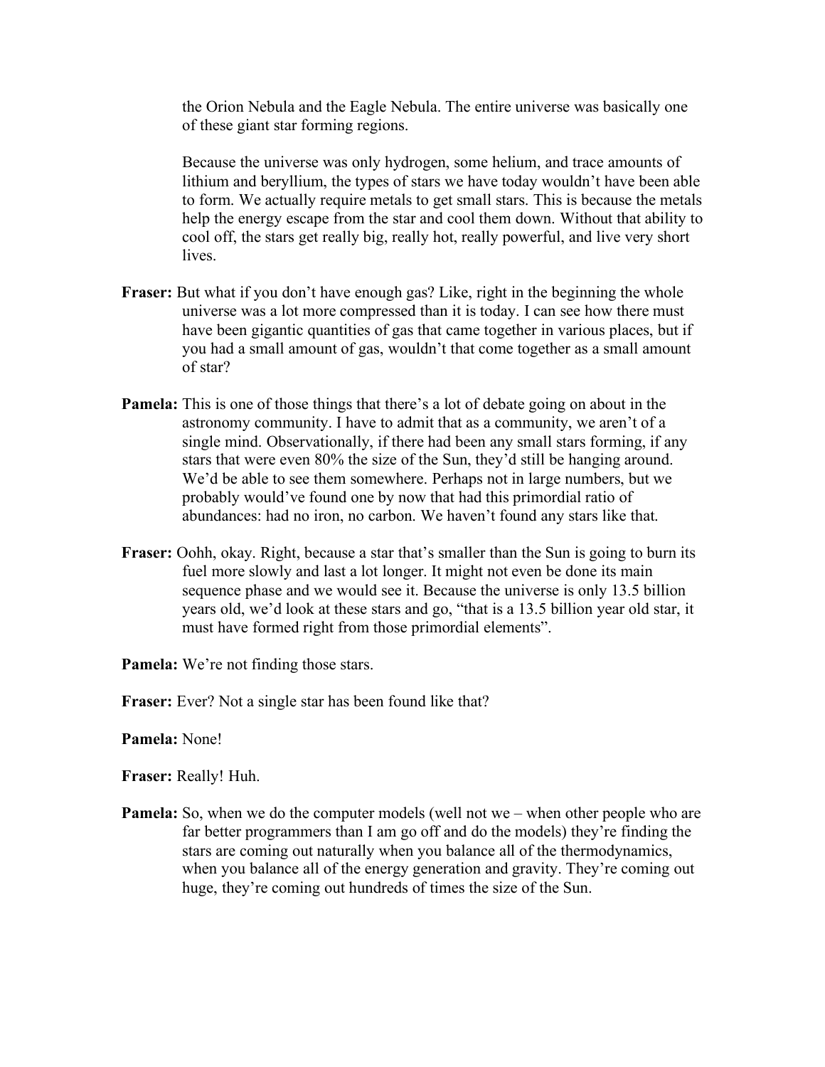the Orion Nebula and the Eagle Nebula. The entire universe was basically one of these giant star forming regions.

Because the universe was only hydrogen, some helium, and trace amounts of lithium and beryllium, the types of stars we have today wouldn't have been able to form. We actually require metals to get small stars. This is because the metals help the energy escape from the star and cool them down. Without that ability to cool off, the stars get really big, really hot, really powerful, and live very short lives.

**Fraser:** But what if you don't have enough gas? Like, right in the beginning the whole universe was a lot more compressed than it is today. I can see how there must have been gigantic quantities of gas that came together in various places, but if you had a small amount of gas, wouldn't that come together as a small amount of star?

**Pamela:** This is one of those things that there's a lot of debate going on about in the astronomy community. I have to admit that as a community, we aren't of a single mind. Observationally, if there had been any small stars forming, if any stars that were even 80% the size of the Sun, they'd still be hanging around. We'd be able to see them somewhere. Perhaps not in large numbers, but we probably would've found one by now that had this primordial ratio of abundances: had no iron, no carbon. We haven't found any stars like that.

**Fraser:** Oohh, okay. Right, because a star that's smaller than the Sun is going to burn its fuel more slowly and last a lot longer. It might not even be done its main sequence phase and we would see it. Because the universe is only 13.5 billion years old, we'd look at these stars and go, "that is a 13.5 billion year old star, it must have formed right from those primordial elements".

**Pamela:** We're not finding those stars.

**Fraser:** Ever? Not a single star has been found like that?

**Pamela:** None!

**Fraser:** Really! Huh.

**Pamela:** So, when we do the computer models (well not we – when other people who are far better programmers than I am go off and do the models) they're finding the stars are coming out naturally when you balance all of the thermodynamics, when you balance all of the energy generation and gravity. They're coming out huge, they're coming out hundreds of times the size of the Sun.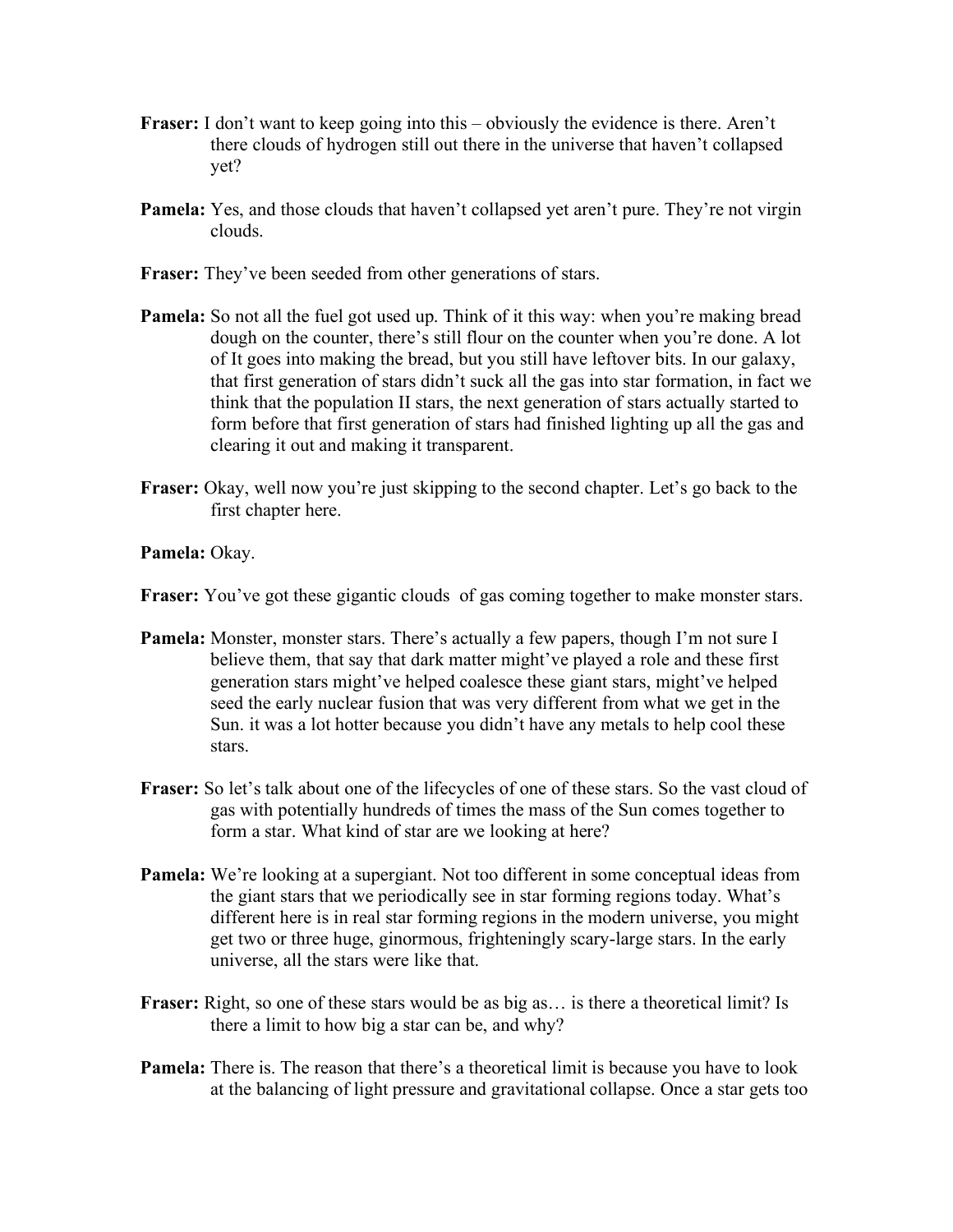**Fraser:** I don't want to keep going into this – obviously the evidence is there. Aren't there clouds of hydrogen still out there in the universe that haven't collapsed yet?

**Pamela:** Yes, and those clouds that haven't collapsed yet aren't pure. They're not virgin clouds.

**Fraser:** They've been seeded from other generations of stars.

**Pamela:** So not all the fuel got used up. Think of it this way: when you're making bread dough on the counter, there's still flour on the counter when you're done. A lot of It goes into making the bread, but you still have leftover bits. In our galaxy, that first generation of stars didn't suck all the gas into star formation, in fact we think that the population II stars, the next generation of stars actually started to form before that first generation of stars had finished lighting up all the gas and clearing it out and making it transparent.

**Fraser:** Okay, well now you're just skipping to the second chapter. Let's go back to the first chapter here.

**Pamela:** Okay.

**Fraser:** You've got these gigantic clouds of gas coming together to make monster stars.

**Pamela:** Monster, monster stars. There's actually a few papers, though I'm not sure I believe them, that say that dark matter might've played a role and these first generation stars might've helped coalesce these giant stars, might've helped seed the early nuclear fusion that was very different from what we get in the Sun. it was a lot hotter because you didn't have any metals to help cool these stars.

**Fraser:** So let's talk about one of the lifecycles of one of these stars. So the vast cloud of gas with potentially hundreds of times the mass of the Sun comes together to form a star. What kind of star are we looking at here?

**Pamela:** We're looking at a supergiant. Not too different in some conceptual ideas from the giant stars that we periodically see in star forming regions today. What's different here is in real star forming regions in the modern universe, you might get two or three huge, ginormous, frighteningly scary-large stars. In the early universe, all the stars were like that.

**Fraser:** Right, so one of these stars would be as big as… is there a theoretical limit? Is there a limit to how big a star can be, and why?

**Pamela:** There is. The reason that there's a theoretical limit is because you have to look at the balancing of light pressure and gravitational collapse. Once a star gets too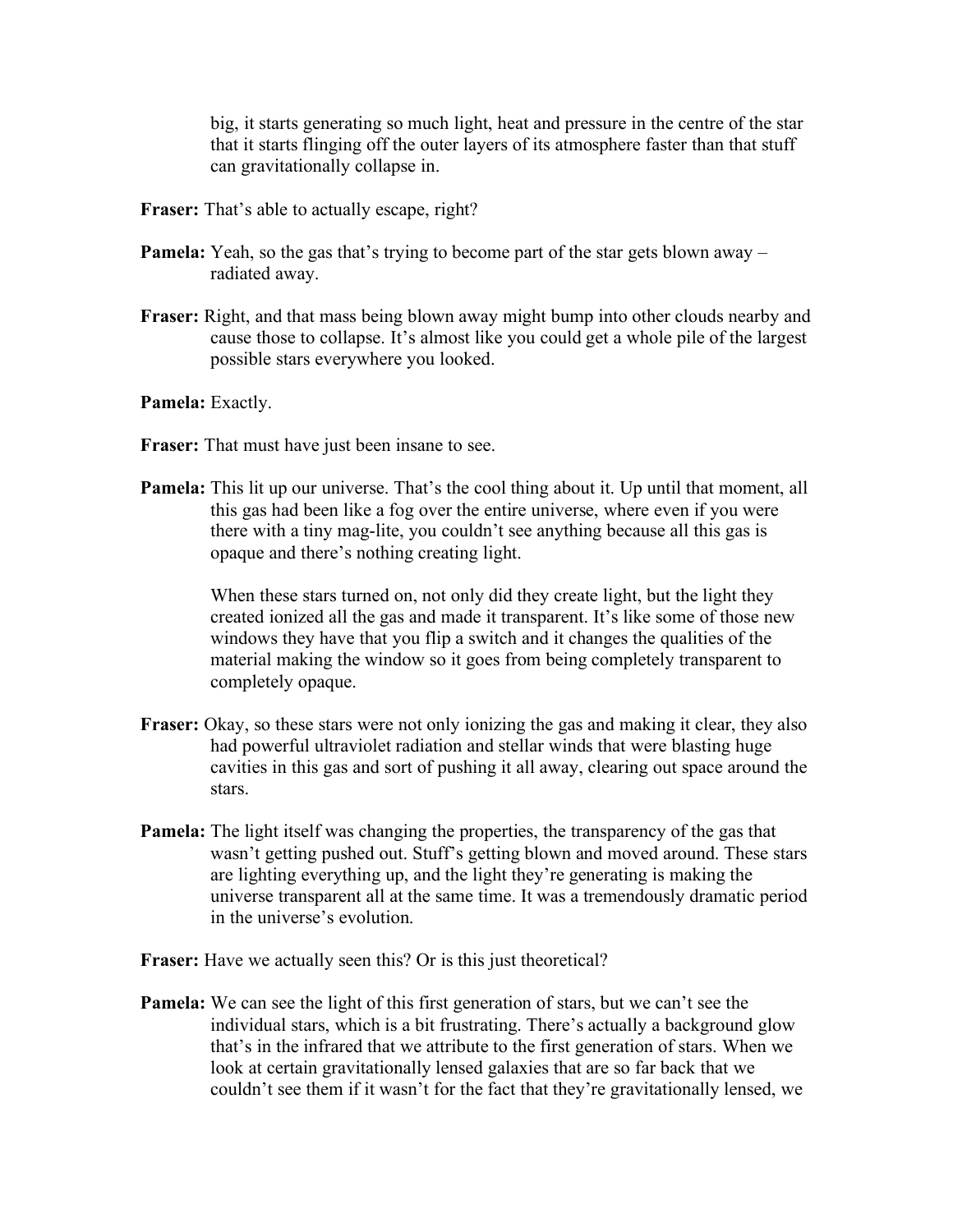big, it starts generating so much light, heat and pressure in the centre of the star that it starts flinging off the outer layers of its atmosphere faster than that stuff can gravitationally collapse in.

**Fraser:** That's able to actually escape, right?

**Pamela:** Yeah, so the gas that's trying to become part of the star gets blown away – radiated away.

**Fraser:** Right, and that mass being blown away might bump into other clouds nearby and cause those to collapse. It's almost like you could get a whole pile of the largest possible stars everywhere you looked.

**Pamela:** Exactly.

**Fraser:** That must have just been insane to see.

**Pamela:** This lit up our universe. That's the cool thing about it. Up until that moment, all this gas had been like a fog over the entire universe, where even if you were there with a tiny mag-lite, you couldn't see anything because all this gas is opaque and there's nothing creating light.

When these stars turned on, not only did they create light, but the light they created ionized all the gas and made it transparent. It's like some of those new windows they have that you flip a switch and it changes the qualities of the material making the window so it goes from being completely transparent to completely opaque.

**Fraser:** Okay, so these stars were not only ionizing the gas and making it clear, they also had powerful ultraviolet radiation and stellar winds that were blasting huge cavities in this gas and sort of pushing it all away, clearing out space around the stars.

**Pamela:** The light itself was changing the properties, the transparency of the gas that wasn't getting pushed out. Stuff's getting blown and moved around. These stars are lighting everything up, and the light they're generating is making the universe transparent all at the same time. It was a tremendously dramatic period in the universe's evolution.

**Fraser:** Have we actually seen this? Or is this just theoretical?

**Pamela:** We can see the light of this first generation of stars, but we can't see the individual stars, which is a bit frustrating. There's actually a background glow that's in the infrared that we attribute to the first generation of stars. When we look at certain gravitationally lensed galaxies that are so far back that we couldn't see them if it wasn't for the fact that they're gravitationally lensed, we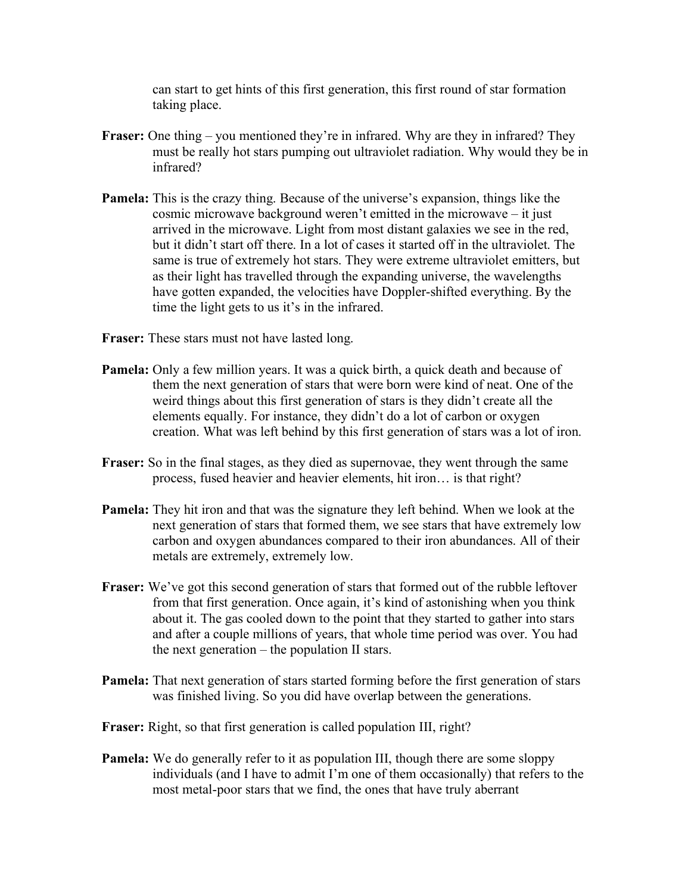can start to get hints of this first generation, this first round of star formation taking place.

**Fraser:** One thing – you mentioned they're in infrared. Why are they in infrared? They must be really hot stars pumping out ultraviolet radiation. Why would they be in infrared?

**Pamela:** This is the crazy thing. Because of the universe's expansion, things like the cosmic microwave background weren't emitted in the microwave – it just arrived in the microwave. Light from most distant galaxies we see in the red, but it didn't start off there. In a lot of cases it started off in the ultraviolet. The same is true of extremely hot stars. They were extreme ultraviolet emitters, but as their light has travelled through the expanding universe, the wavelengths have gotten expanded, the velocities have Doppler-shifted everything. By the time the light gets to us it's in the infrared.

**Fraser:** These stars must not have lasted long.

**Pamela:** Only a few million years. It was a quick birth, a quick death and because of them the next generation of stars that were born were kind of neat. One of the weird things about this first generation of stars is they didn't create all the elements equally. For instance, they didn't do a lot of carbon or oxygen creation. What was left behind by this first generation of stars was a lot of iron.

**Fraser:** So in the final stages, as they died as supernovae, they went through the same process, fused heavier and heavier elements, hit iron… is that right?

**Pamela:** They hit iron and that was the signature they left behind. When we look at the next generation of stars that formed them, we see stars that have extremely low carbon and oxygen abundances compared to their iron abundances. All of their metals are extremely, extremely low.

**Fraser:** We've got this second generation of stars that formed out of the rubble leftover from that first generation. Once again, it's kind of astonishing when you think about it. The gas cooled down to the point that they started to gather into stars and after a couple millions of years, that whole time period was over. You had the next generation – the population II stars.

**Pamela:** That next generation of stars started forming before the first generation of stars was finished living. So you did have overlap between the generations.

**Fraser:** Right, so that first generation is called population III, right?

**Pamela:** We do generally refer to it as population III, though there are some sloppy individuals (and I have to admit I'm one of them occasionally) that refers to the most metal-poor stars that we find, the ones that have truly aberrant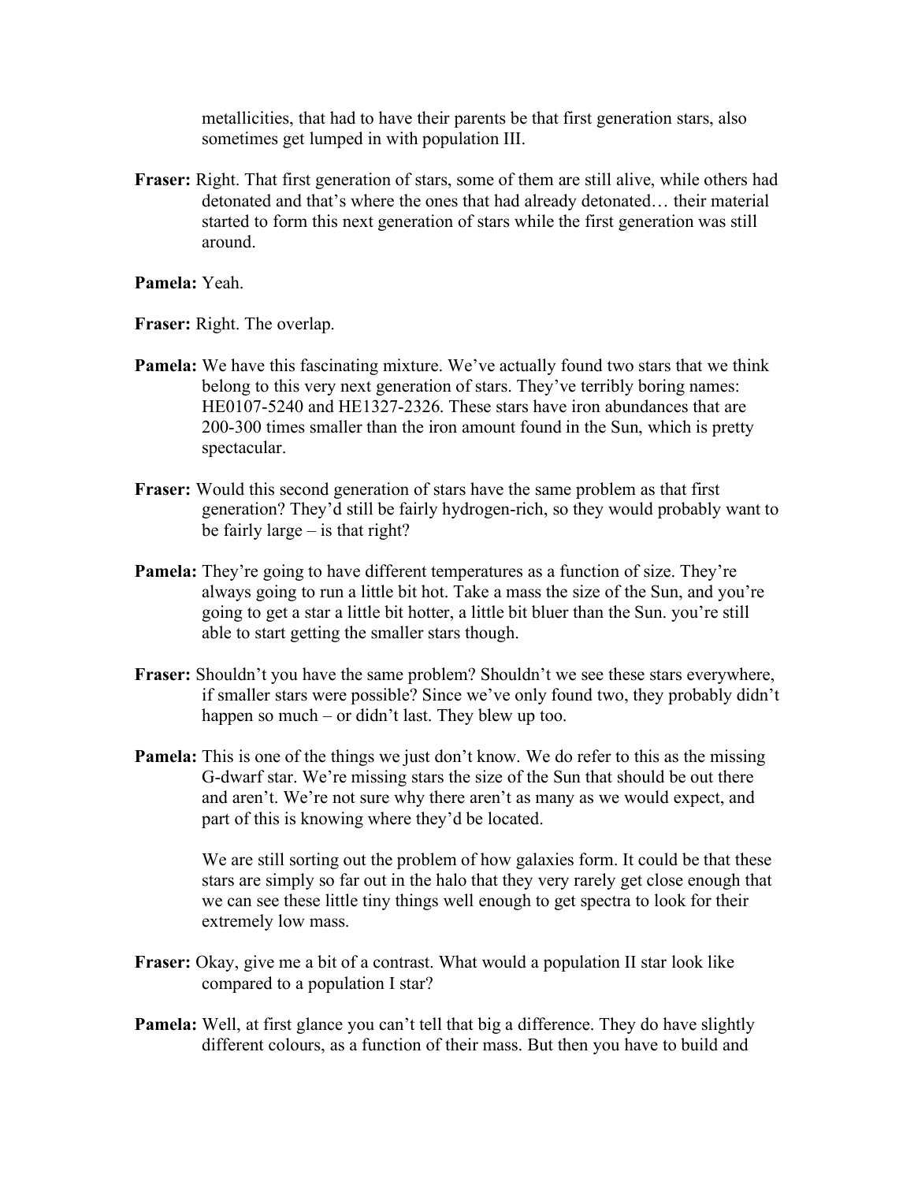metallicities, that had to have their parents be that first generation stars, also sometimes get lumped in with population III.

**Fraser:** Right. That first generation of stars, some of them are still alive, while others had detonated and that's where the ones that had already detonated… their material started to form this next generation of stars while the first generation was still around.

**Pamela:** Yeah.

**Fraser:** Right. The overlap.

**Pamela:** We have this fascinating mixture. We've actually found two stars that we think belong to this very next generation of stars. They've terribly boring names: HE0107-5240 and HE1327-2326. These stars have iron abundances that are 200-300 times smaller than the iron amount found in the Sun, which is pretty spectacular.

**Fraser:** Would this second generation of stars have the same problem as that first generation? They'd still be fairly hydrogen-rich, so they would probably want to be fairly large – is that right?

**Pamela:** They're going to have different temperatures as a function of size. They're always going to run a little bit hot. Take a mass the size of the Sun, and you're going to get a star a little bit hotter, a little bit bluer than the Sun. you're still able to start getting the smaller stars though.

**Fraser:** Shouldn't you have the same problem? Shouldn't we see these stars everywhere, if smaller stars were possible? Since we've only found two, they probably didn't happen so much – or didn't last. They blew up too.

**Pamela:** This is one of the things we just don't know. We do refer to this as the missing G-dwarf star. We're missing stars the size of the Sun that should be out there and aren't. We're not sure why there aren't as many as we would expect, and part of this is knowing where they'd be located.

We are still sorting out the problem of how galaxies form. It could be that these stars are simply so far out in the halo that they very rarely get close enough that we can see these little tiny things well enough to get spectra to look for their extremely low mass.

**Fraser:** Okay, give me a bit of a contrast. What would a population II star look like compared to a population I star?

**Pamela:** Well, at first glance you can't tell that big a difference. They do have slightly different colours, as a function of their mass. But then you have to build and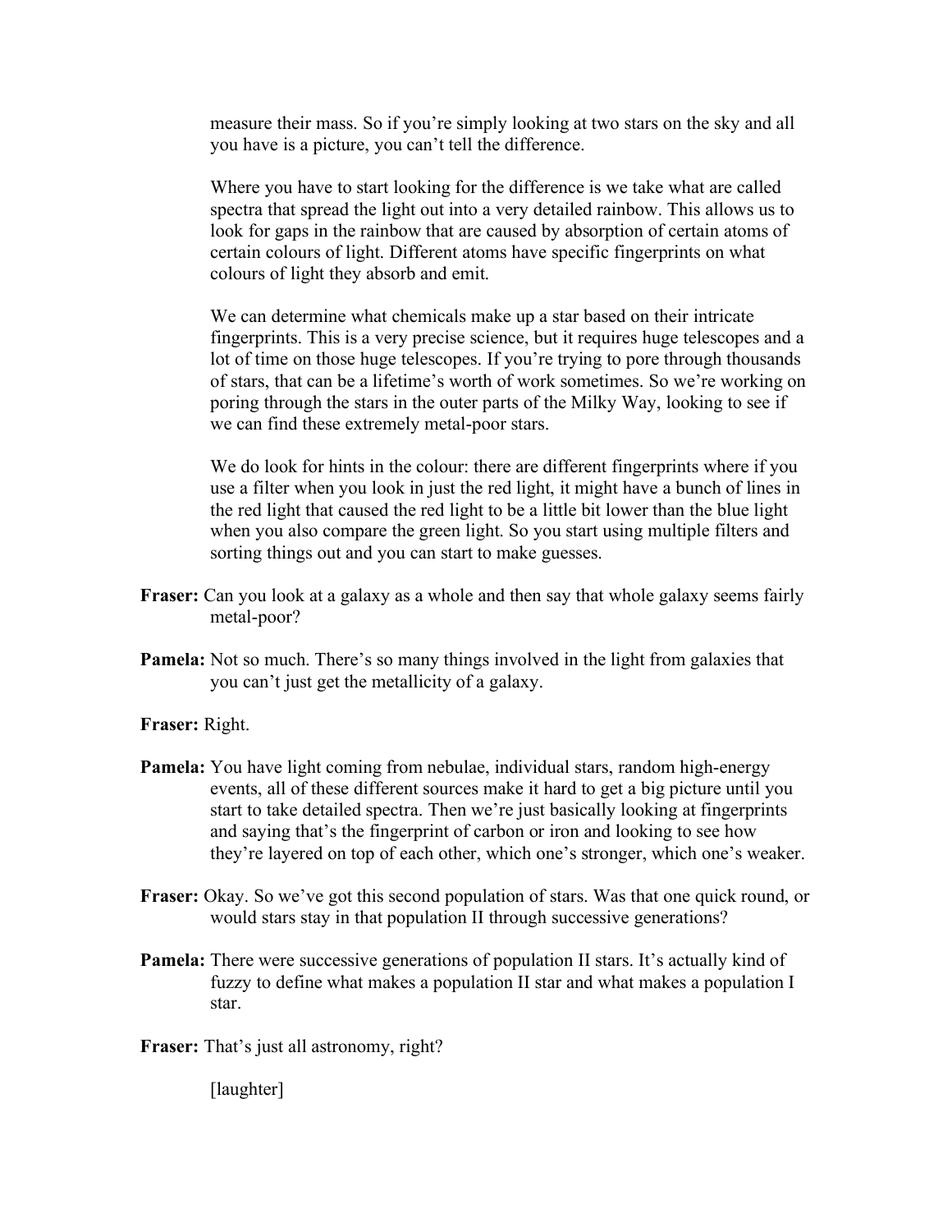measure their mass. So if you're simply looking at two stars on the sky and all you have is a picture, you can't tell the difference.

Where you have to start looking for the difference is we take what are called spectra that spread the light out into a very detailed rainbow. This allows us to look for gaps in the rainbow that are caused by absorption of certain atoms of certain colours of light. Different atoms have specific fingerprints on what colours of light they absorb and emit.

We can determine what chemicals make up a star based on their intricate fingerprints. This is a very precise science, but it requires huge telescopes and a lot of time on those huge telescopes. If you're trying to pore through thousands of stars, that can be a lifetime's worth of work sometimes. So we're working on poring through the stars in the outer parts of the Milky Way, looking to see if we can find these extremely metal-poor stars.

We do look for hints in the colour: there are different fingerprints where if you use a filter when you look in just the red light, it might have a bunch of lines in the red light that caused the red light to be a little bit lower than the blue light when you also compare the green light. So you start using multiple filters and sorting things out and you can start to make guesses.

**Fraser:** Can you look at a galaxy as a whole and then say that whole galaxy seems fairly metal-poor?

**Pamela:** Not so much. There's so many things involved in the light from galaxies that you can't just get the metallicity of a galaxy.

**Fraser:** Right.

**Pamela:** You have light coming from nebulae, individual stars, random high-energy events, all of these different sources make it hard to get a big picture until you start to take detailed spectra. Then we're just basically looking at fingerprints and saying that's the fingerprint of carbon or iron and looking to see how they're layered on top of each other, which one's stronger, which one's weaker.

**Fraser:** Okay. So we've got this second population of stars. Was that one quick round, or would stars stay in that population II through successive generations?

**Pamela:** There were successive generations of population II stars. It's actually kind of fuzzy to define what makes a population II star and what makes a population I star.

**Fraser:** That's just all astronomy, right?

[laughter]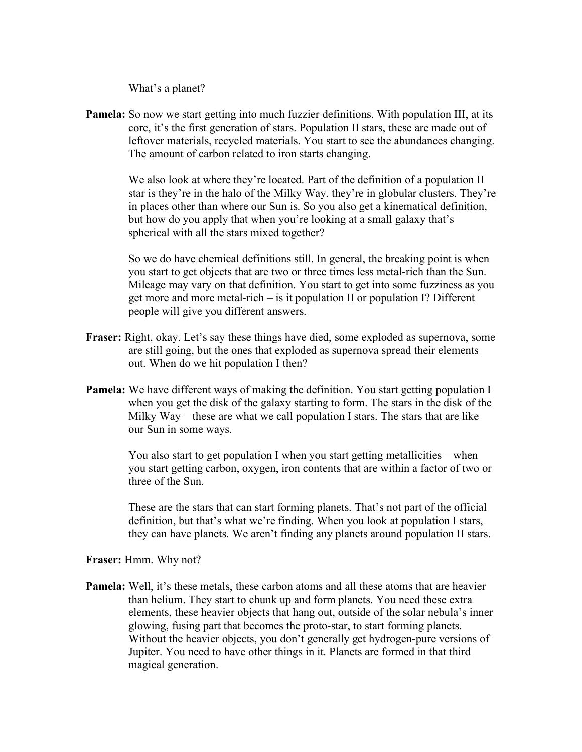What's a planet?

**Pamela:** So now we start getting into much fuzzier definitions. With population III, at its core, it's the first generation of stars. Population II stars, these are made out of leftover materials, recycled materials. You start to see the abundances changing. The amount of carbon related to iron starts changing.

We also look at where they're located. Part of the definition of a population II star is they're in the halo of the Milky Way. they're in globular clusters. They're in places other than where our Sun is. So you also get a kinematical definition, but how do you apply that when you're looking at a small galaxy that's spherical with all the stars mixed together?

So we do have chemical definitions still. In general, the breaking point is when you start to get objects that are two or three times less metal-rich than the Sun. Mileage may vary on that definition. You start to get into some fuzziness as you get more and more metal-rich – is it population II or population I? Different people will give you different answers.

**Fraser:** Right, okay. Let's say these things have died, some exploded as supernova, some are still going, but the ones that exploded as supernova spread their elements out. When do we hit population I then?

**Pamela:** We have different ways of making the definition. You start getting population I when you get the disk of the galaxy starting to form. The stars in the disk of the Milky Way – these are what we call population I stars. The stars that are like our Sun in some ways.

You also start to get population I when you start getting metallicities – when you start getting carbon, oxygen, iron contents that are within a factor of two or three of the Sun.

These are the stars that can start forming planets. That's not part of the official definition, but that's what we're finding. When you look at population I stars, they can have planets. We aren't finding any planets around population II stars.

**Fraser:** Hmm. Why not?

**Pamela:** Well, it's these metals, these carbon atoms and all these atoms that are heavier than helium. They start to chunk up and form planets. You need these extra elements, these heavier objects that hang out, outside of the solar nebula's inner glowing, fusing part that becomes the proto-star, to start forming planets. Without the heavier objects, you don't generally get hydrogen-pure versions of Jupiter. You need to have other things in it. Planets are formed in that third magical generation.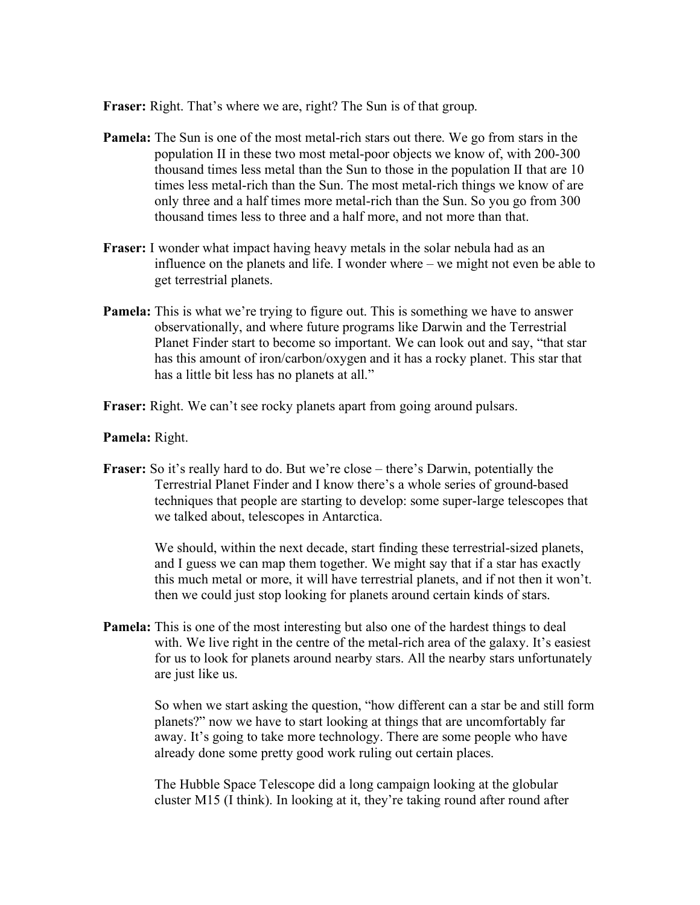**Fraser:** Right. That's where we are, right? The Sun is of that group.

**Pamela:** The Sun is one of the most metal-rich stars out there. We go from stars in the population II in these two most metal-poor objects we know of, with 200-300 thousand times less metal than the Sun to those in the population II that are 10 times less metal-rich than the Sun. The most metal-rich things we know of are only three and a half times more metal-rich than the Sun. So you go from 300 thousand times less to three and a half more, and not more than that.

**Fraser:** I wonder what impact having heavy metals in the solar nebula had as an influence on the planets and life. I wonder where – we might not even be able to get terrestrial planets.

**Pamela:** This is what we're trying to figure out. This is something we have to answer observationally, and where future programs like Darwin and the Terrestrial Planet Finder start to become so important. We can look out and say, "that star has this amount of iron/carbon/oxygen and it has a rocky planet. This star that has a little bit less has no planets at all."

**Fraser:** Right. We can't see rocky planets apart from going around pulsars.

**Pamela:** Right.

**Fraser:** So it's really hard to do. But we're close – there's Darwin, potentially the Terrestrial Planet Finder and I know there's a whole series of ground-based techniques that people are starting to develop: some super-large telescopes that we talked about, telescopes in Antarctica.

We should, within the next decade, start finding these terrestrial-sized planets, and I guess we can map them together. We might say that if a star has exactly this much metal or more, it will have terrestrial planets, and if not then it won't. then we could just stop looking for planets around certain kinds of stars.

**Pamela:** This is one of the most interesting but also one of the hardest things to deal with. We live right in the centre of the metal-rich area of the galaxy. It's easiest for us to look for planets around nearby stars. All the nearby stars unfortunately are just like us.

So when we start asking the question, "how different can a star be and still form planets?" now we have to start looking at things that are uncomfortably far away. It's going to take more technology. There are some people who have already done some pretty good work ruling out certain places.

The Hubble Space Telescope did a long campaign looking at the globular cluster M15 (I think). In looking at it, they're taking round after round after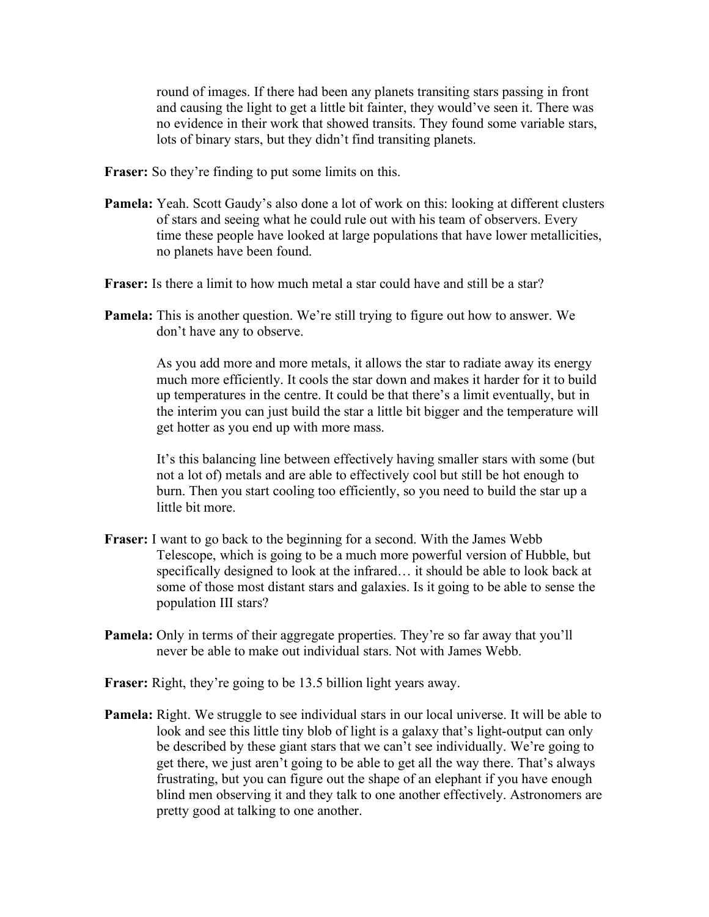round of images. If there had been any planets transiting stars passing in front and causing the light to get a little bit fainter, they would've seen it. There was no evidence in their work that showed transits. They found some variable stars, lots of binary stars, but they didn't find transiting planets.

**Fraser:** So they're finding to put some limits on this.

**Pamela:** Yeah. Scott Gaudy's also done a lot of work on this: looking at different clusters of stars and seeing what he could rule out with his team of observers. Every time these people have looked at large populations that have lower metallicities, no planets have been found.

**Fraser:** Is there a limit to how much metal a star could have and still be a star?

**Pamela:** This is another question. We're still trying to figure out how to answer. We don't have any to observe.

As you add more and more metals, it allows the star to radiate away its energy much more efficiently. It cools the star down and makes it harder for it to build up temperatures in the centre. It could be that there's a limit eventually, but in the interim you can just build the star a little bit bigger and the temperature will get hotter as you end up with more mass.

It's this balancing line between effectively having smaller stars with some (but not a lot of) metals and are able to effectively cool but still be hot enough to burn. Then you start cooling too efficiently, so you need to build the star up a little bit more.

**Fraser:** I want to go back to the beginning for a second. With the James Webb Telescope, which is going to be a much more powerful version of Hubble, but specifically designed to look at the infrared… it should be able to look back at some of those most distant stars and galaxies. Is it going to be able to sense the population III stars?

**Pamela:** Only in terms of their aggregate properties. They're so far away that you'll never be able to make out individual stars. Not with James Webb.

**Fraser:** Right, they're going to be 13.5 billion light years away.

**Pamela:** Right. We struggle to see individual stars in our local universe. It will be able to look and see this little tiny blob of light is a galaxy that's light-output can only be described by these giant stars that we can't see individually. We're going to get there, we just aren't going to be able to get all the way there. That's always frustrating, but you can figure out the shape of an elephant if you have enough blind men observing it and they talk to one another effectively. Astronomers are pretty good at talking to one another.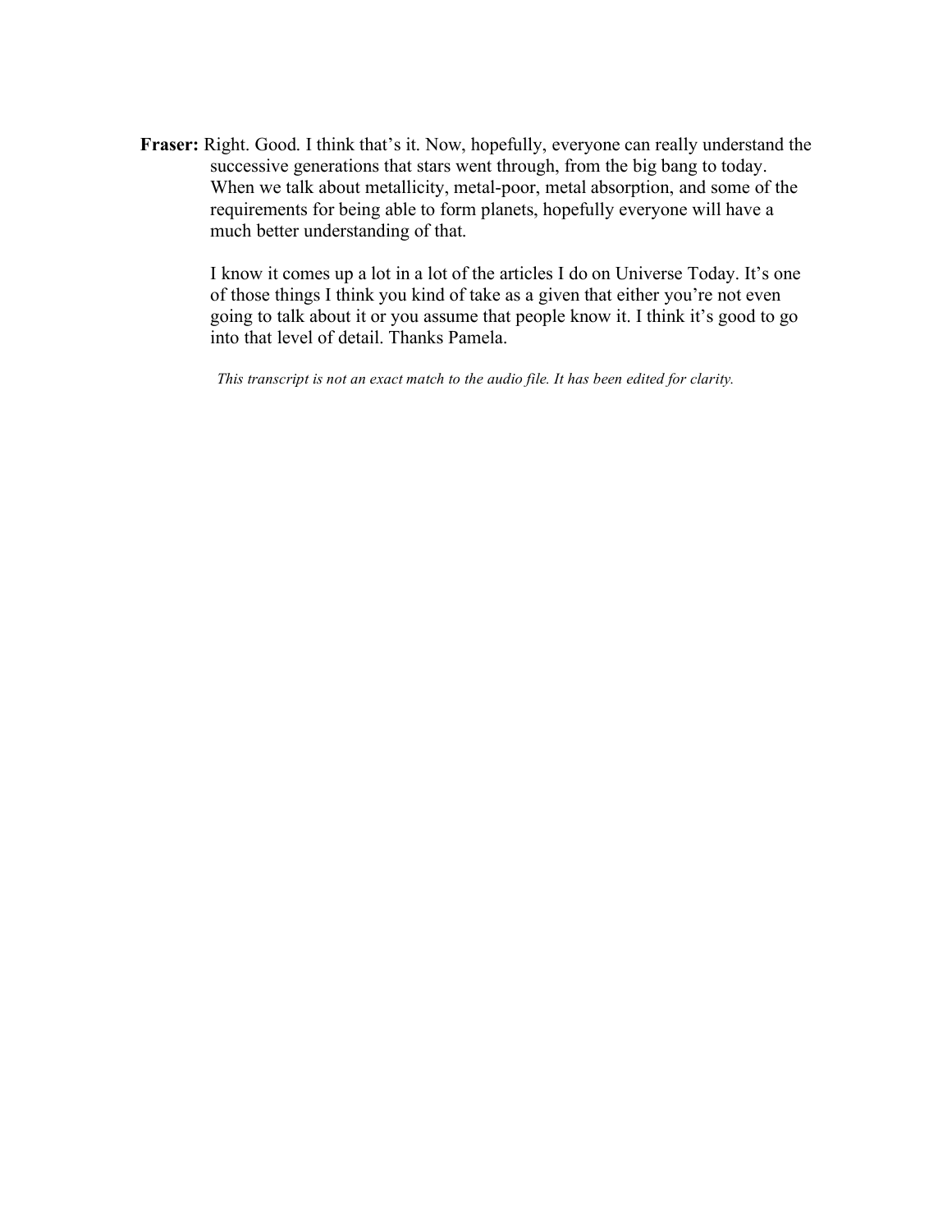**Fraser:** Right. Good. I think that's it. Now, hopefully, everyone can really understand the successive generations that stars went through, from the big bang to today. When we talk about metallicity, metal-poor, metal absorption, and some of the requirements for being able to form planets, hopefully everyone will have a much better understanding of that.

I know it comes up a lot in a lot of the articles I do on Universe Today. It's one of those things I think you kind of take as a given that either you're not even going to talk about it or you assume that people know it. I think it's good to go into that level of detail. Thanks Pamela.

*This transcript is not an exact match to the audio file. It has been edited for clarity.*